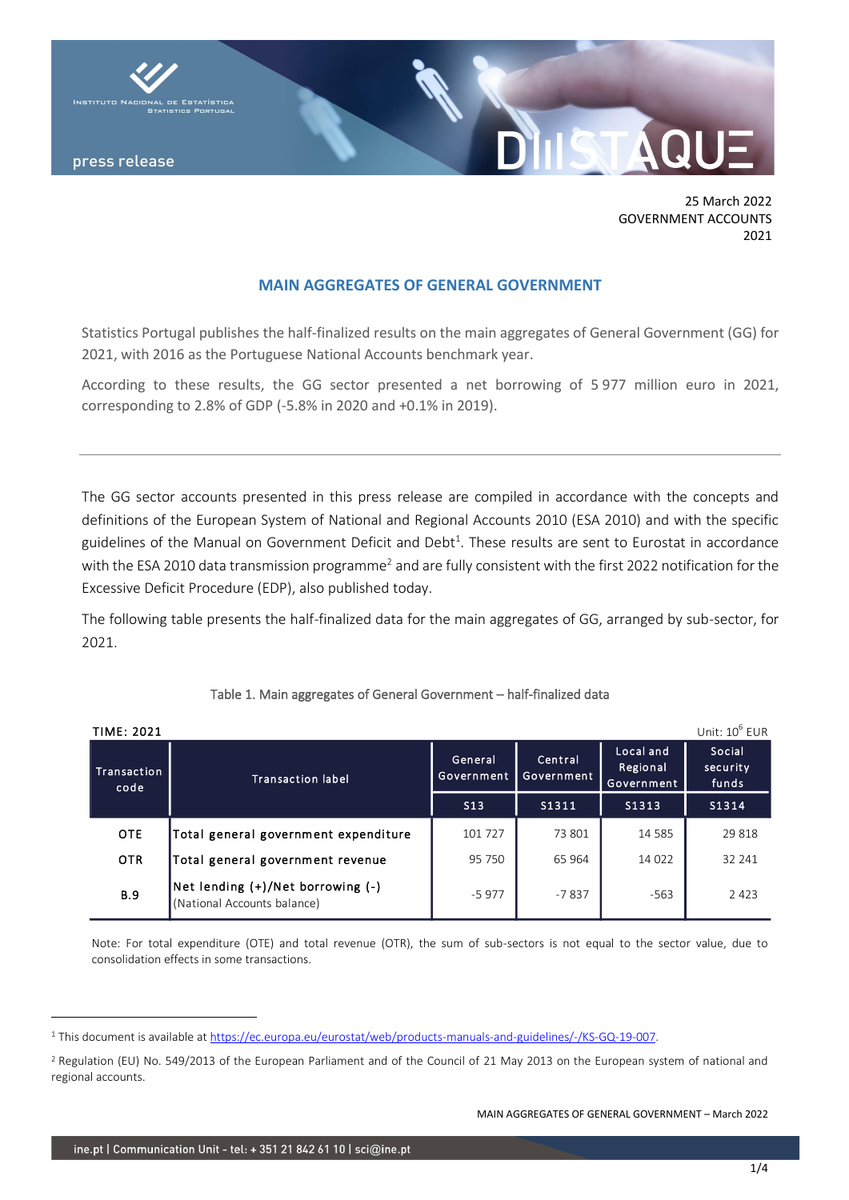25 March 2022
GOVERNMENT ACCOUNTS
2021

# MAIN AGGREGATES OF GENERAL GOVERNMENT

Statistics Portugal publishes the half-finalized results on the main aggregates of General Government (GG) for 2021, with 2016 as the Portuguese National Accounts benchmark year.

According to these results, the GG sector presented a net borrowing of 5 977 million euro in 2021, corresponding to 2.8% of GDP (-5.8% in 2020 and +0.1% in 2019).

---

The GG sector accounts presented in this press release are compiled in accordance with the concepts and definitions of the European System of National and Regional Accounts 2010 (ESA 2010) and with the specific guidelines of the Manual on Government Deficit and Debt[1]. These results are sent to Eurostat in accordance with the ESA 2010 data transmission programme[2] and are fully consistent with the first 2022 notification for the Excessive Deficit Procedure (EDP), also published today.

The following table presents the half-finalized data for the main aggregates of GG, arranged by sub-sector, for 2021.

Table 1. Main aggregates of General Government – half-finalized data

TIME: 2021 — Unit: $10^6$ EUR

| Transaction code | Transaction label | General Government | Central Government | Local and Regional Government | Social security funds |
|---|---|---|---|---|---|
| | | S13 | S1311 | S1313 | S1314 |
| OTE | Total general government expenditure | 101 727 | 73 801 | 14 585 | 29 818 |
| OTR | Total general government revenue | 95 750 | 65 964 | 14 022 | 32 241 |
| B.9 | Net lending (+)/Net borrowing (-) (National Accounts balance) | -5 977 | -7 837 | -563 | 2 423 |

Note: For total expenditure (OTE) and total revenue (OTR), the sum of sub-sectors is not equal to the sector value, due to consolidation effects in some transactions.

[1] This document is available at https://ec.europa.eu/eurostat/web/products-manuals-and-guidelines/-/KS-GQ-19-007.

[2] Regulation (EU) No. 549/2013 of the European Parliament and of the Council of 21 May 2013 on the European system of national and regional accounts.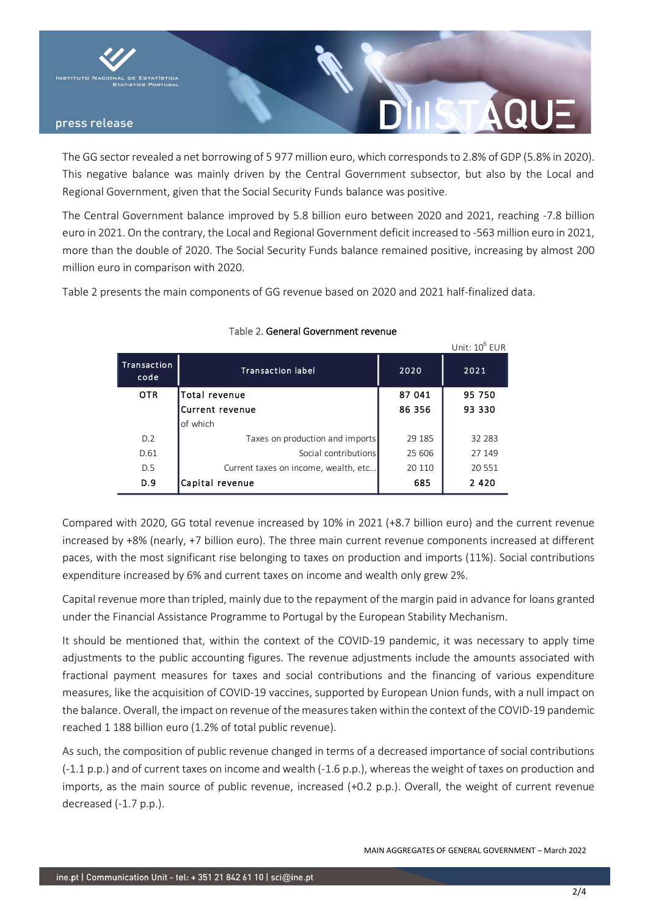The GG sector revealed a net borrowing of 5 977 million euro, which corresponds to 2.8% of GDP (5.8% in 2020). This negative balance was mainly driven by the Central Government subsector, but also by the Local and Regional Government, given that the Social Security Funds balance was positive.

The Central Government balance improved by 5.8 billion euro between 2020 and 2021, reaching -7.8 billion euro in 2021. On the contrary, the Local and Regional Government deficit increased to -563 million euro in 2021, more than the double of 2020. The Social Security Funds balance remained positive, increasing by almost 200 million euro in comparison with 2020.

Table 2 presents the main components of GG revenue based on 2020 and 2021 half-finalized data.

Table 2. **General Government revenue**

Unit: $10^6$ EUR

| Transaction code | Transaction label | 2020 | 2021 |
|---|---|---|---|
| **OTR** | **Total revenue** | **87 041** | **95 750** |
| | **Current revenue** | **86 356** | **93 330** |
| | of which | | |
| D.2 | Taxes on production and imports | 29 185 | 32 283 |
| D.61 | Social contributions | 25 606 | 27 149 |
| D.5 | Current taxes on income, wealth, etc... | 20 110 | 20 551 |
| **D.9** | **Capital revenue** | **685** | **2 420** |

Compared with 2020, GG total revenue increased by 10% in 2021 (+8.7 billion euro) and the current revenue increased by +8% (nearly, +7 billion euro). The three main current revenue components increased at different paces, with the most significant rise belonging to taxes on production and imports (11%). Social contributions expenditure increased by 6% and current taxes on income and wealth only grew 2%.

Capital revenue more than tripled, mainly due to the repayment of the margin paid in advance for loans granted under the Financial Assistance Programme to Portugal by the European Stability Mechanism.

It should be mentioned that, within the context of the COVID-19 pandemic, it was necessary to apply time adjustments to the public accounting figures. The revenue adjustments include the amounts associated with fractional payment measures for taxes and social contributions and the financing of various expenditure measures, like the acquisition of COVID-19 vaccines, supported by European Union funds, with a null impact on the balance. Overall, the impact on revenue of the measures taken within the context of the COVID-19 pandemic reached 1 188 billion euro (1.2% of total public revenue).

As such, the composition of public revenue changed in terms of a decreased importance of social contributions (-1.1 p.p.) and of current taxes on income and wealth (-1.6 p.p.), whereas the weight of taxes on production and imports, as the main source of public revenue, increased (+0.2 p.p.). Overall, the weight of current revenue decreased (-1.7 p.p.).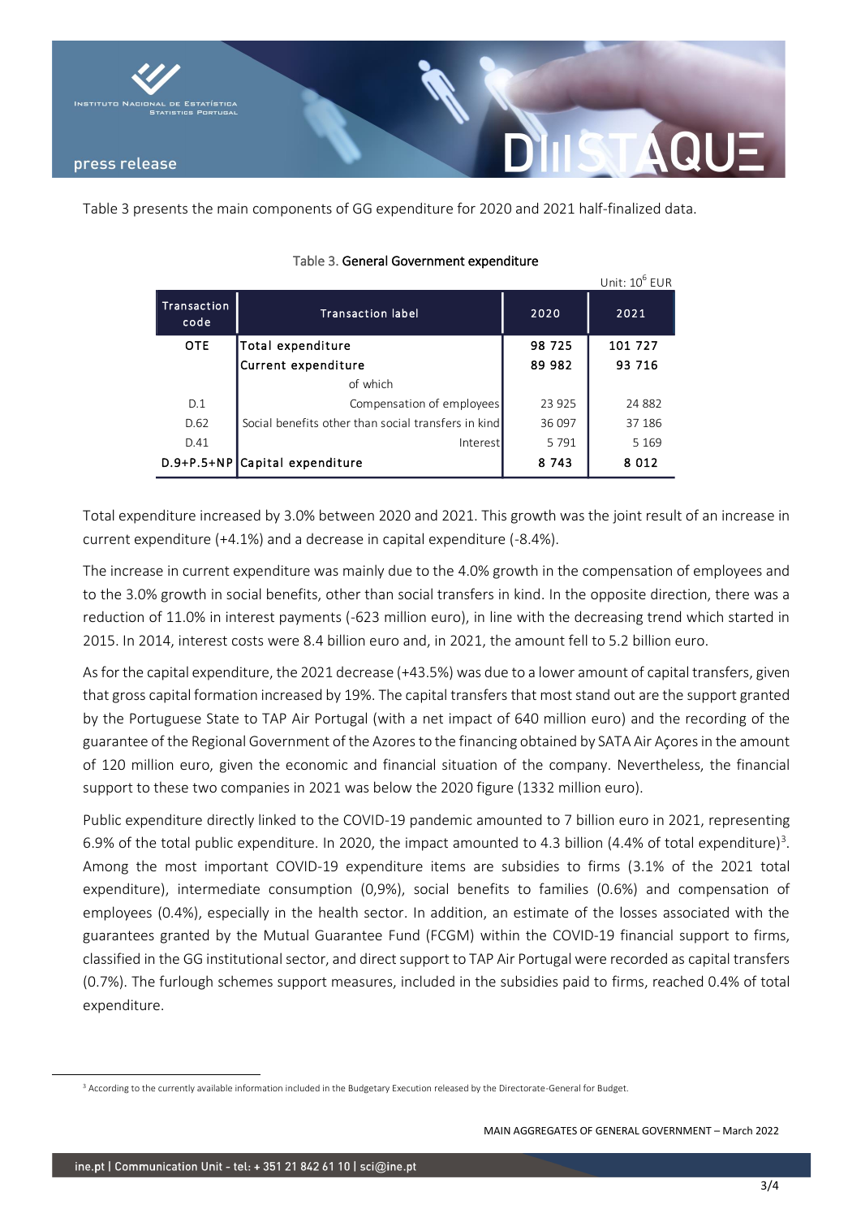Table 3 presents the main components of GG expenditure for 2020 and 2021 half-finalized data.

Table 3. **General Government expenditure**

Unit: $10^6$ EUR

| Transaction code | Transaction label | 2020 | 2021 |
|---|---|---|---|
| **OTE** | **Total expenditure** | **98 725** | **101 727** |
| | **Current expenditure** | **89 982** | **93 716** |
| | of which | | |
| D.1 | Compensation of employees | 23 925 | 24 882 |
| D.62 | Social benefits other than social transfers in kind | 36 097 | 37 186 |
| D.41 | Interest | 5 791 | 5 169 |
| **D.9+P.5+NP** | **Capital expenditure** | **8 743** | **8 012** |

Total expenditure increased by 3.0% between 2020 and 2021. This growth was the joint result of an increase in current expenditure (+4.1%) and a decrease in capital expenditure (-8.4%).

The increase in current expenditure was mainly due to the 4.0% growth in the compensation of employees and to the 3.0% growth in social benefits, other than social transfers in kind. In the opposite direction, there was a reduction of 11.0% in interest payments (-623 million euro), in line with the decreasing trend which started in 2015. In 2014, interest costs were 8.4 billion euro and, in 2021, the amount fell to 5.2 billion euro.

As for the capital expenditure, the 2021 decrease (+43.5%) was due to a lower amount of capital transfers, given that gross capital formation increased by 19%. The capital transfers that most stand out are the support granted by the Portuguese State to TAP Air Portugal (with a net impact of 640 million euro) and the recording of the guarantee of the Regional Government of the Azores to the financing obtained by SATA Air Açores in the amount of 120 million euro, given the economic and financial situation of the company. Nevertheless, the financial support to these two companies in 2021 was below the 2020 figure (1332 million euro).

Public expenditure directly linked to the COVID-19 pandemic amounted to 7 billion euro in 2021, representing 6.9% of the total public expenditure. In 2020, the impact amounted to 4.3 billion (4.4% of total expenditure)[3]. Among the most important COVID-19 expenditure items are subsidies to firms (3.1% of the 2021 total expenditure), intermediate consumption (0,9%), social benefits to families (0.6%) and compensation of employees (0.4%), especially in the health sector. In addition, an estimate of the losses associated with the guarantees granted by the Mutual Guarantee Fund (FCGM) within the COVID-19 financial support to firms, classified in the GG institutional sector, and direct support to TAP Air Portugal were recorded as capital transfers (0.7%). The furlough schemes support measures, included in the subsidies paid to firms, reached 0.4% of total expenditure.

[3] According to the currently available information included in the Budgetary Execution released by the Directorate-General for Budget.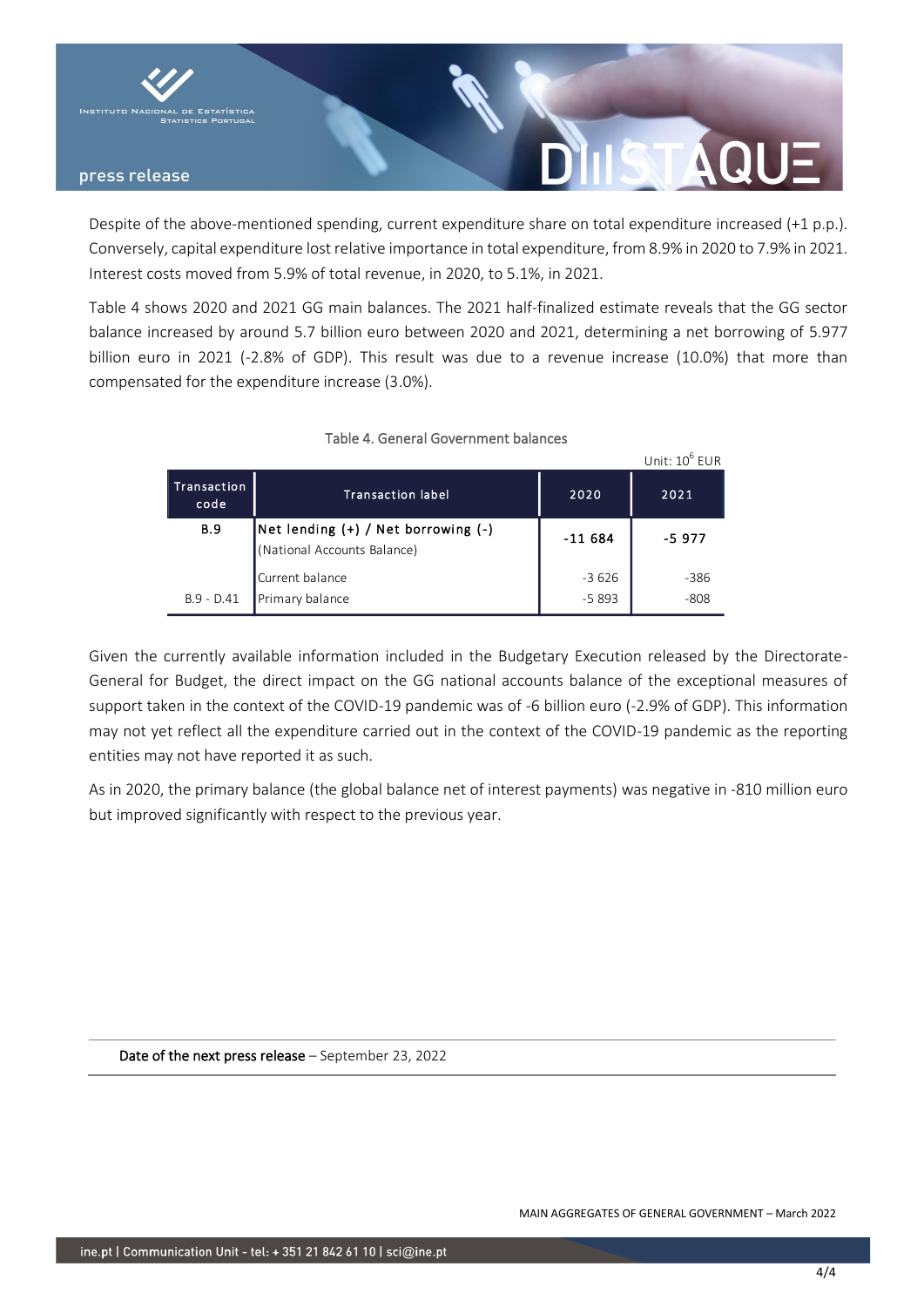Despite of the above-mentioned spending, current expenditure share on total expenditure increased (+1 p.p.). Conversely, capital expenditure lost relative importance in total expenditure, from 8.9% in 2020 to 7.9% in 2021. Interest costs moved from 5.9% of total revenue, in 2020, to 5.1%, in 2021.

Table 4 shows 2020 and 2021 GG main balances. The 2021 half-finalized estimate reveals that the GG sector balance increased by around 5.7 billion euro between 2020 and 2021, determining a net borrowing of 5.977 billion euro in 2021 (-2.8% of GDP). This result was due to a revenue increase (10.0%) that more than compensated for the expenditure increase (3.0%).

Table 4. General Government balances

Unit: $10^6$ EUR

| Transaction code | Transaction label | 2020 | 2021 |
|---|---|---|---|
| **B.9** | **Net lending (+) / Net borrowing (-)** (National Accounts Balance) | **-11 684** | **-5 977** |
| | Current balance | -3 626 | -386 |
| B.9 - D.41 | Primary balance | -5 893 | -808 |

Given the currently available information included in the Budgetary Execution released by the Directorate-General for Budget, the direct impact on the GG national accounts balance of the exceptional measures of support taken in the context of the COVID-19 pandemic was of -6 billion euro (-2.9% of GDP). This information may not yet reflect all the expenditure carried out in the context of the COVID-19 pandemic as the reporting entities may not have reported it as such.

As in 2020, the primary balance (the global balance net of interest payments) was negative in -810 million euro but improved significantly with respect to the previous year.

**Date of the next press release** – September 23, 2022